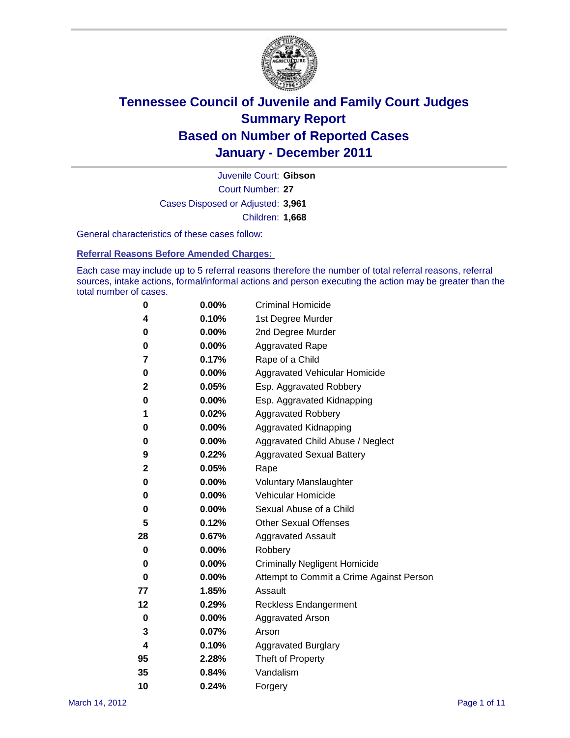# Tennessee Council of Juvenile and Family Court Judges
## Summary Report
## Based on Number of Reported Cases
## January - December 2011

Juvenile Court: **Gibson**

Court Number: **27**

Cases Disposed or Adjusted: **3,961**

Children: **1,668**

General characteristics of these cases follow:

### Referral Reasons Before Amended Charges:

Each case may include up to 5 referral reasons therefore the number of total referral reasons, referral sources, intake actions, formal/informal actions and person executing the action may be greater than the total number of cases.

| Count | Percent | Referral Reason |
|---|---|---|
| 0 | 0.00% | Criminal Homicide |
| 4 | 0.10% | 1st Degree Murder |
| 0 | 0.00% | 2nd Degree Murder |
| 0 | 0.00% | Aggravated Rape |
| 7 | 0.17% | Rape of a Child |
| 0 | 0.00% | Aggravated Vehicular Homicide |
| 2 | 0.05% | Esp. Aggravated Robbery |
| 0 | 0.00% | Esp. Aggravated Kidnapping |
| 1 | 0.02% | Aggravated Robbery |
| 0 | 0.00% | Aggravated Kidnapping |
| 0 | 0.00% | Aggravated Child Abuse / Neglect |
| 9 | 0.22% | Aggravated Sexual Battery |
| 2 | 0.05% | Rape |
| 0 | 0.00% | Voluntary Manslaughter |
| 0 | 0.00% | Vehicular Homicide |
| 0 | 0.00% | Sexual Abuse of a Child |
| 5 | 0.12% | Other Sexual Offenses |
| 28 | 0.67% | Aggravated Assault |
| 0 | 0.00% | Robbery |
| 0 | 0.00% | Criminally Negligent Homicide |
| 0 | 0.00% | Attempt to Commit a Crime Against Person |
| 77 | 1.85% | Assault |
| 12 | 0.29% | Reckless Endangerment |
| 0 | 0.00% | Aggravated Arson |
| 3 | 0.07% | Arson |
| 4 | 0.10% | Aggravated Burglary |
| 95 | 2.28% | Theft of Property |
| 35 | 0.84% | Vandalism |
| 10 | 0.24% | Forgery |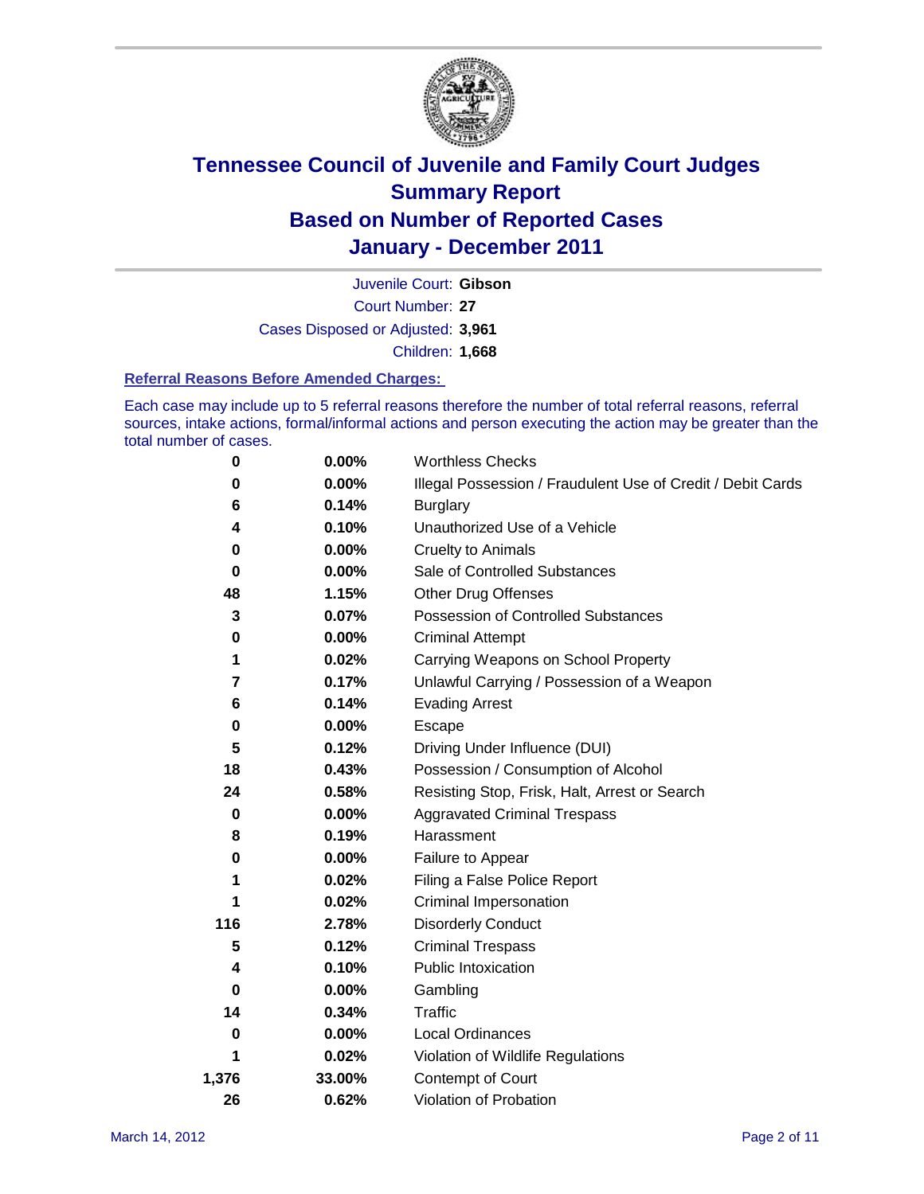# Tennessee Council of Juvenile and Family Court Judges
## Summary Report
## Based on Number of Reported Cases
## January - December 2011

Juvenile Court: **Gibson**
Court Number: **27**
Cases Disposed or Adjusted: **3,961**
Children: **1,668**

### Referral Reasons Before Amended Charges:

Each case may include up to 5 referral reasons therefore the number of total referral reasons, referral sources, intake actions, formal/informal actions and person executing the action may be greater than the total number of cases.

| Count | Percent | Referral Reason |
|---|---|---|
| 0 | 0.00% | Worthless Checks |
| 0 | 0.00% | Illegal Possession / Fraudulent Use of Credit / Debit Cards |
| 6 | 0.14% | Burglary |
| 4 | 0.10% | Unauthorized Use of a Vehicle |
| 0 | 0.00% | Cruelty to Animals |
| 0 | 0.00% | Sale of Controlled Substances |
| 48 | 1.15% | Other Drug Offenses |
| 3 | 0.07% | Possession of Controlled Substances |
| 0 | 0.00% | Criminal Attempt |
| 1 | 0.02% | Carrying Weapons on School Property |
| 7 | 0.17% | Unlawful Carrying / Possession of a Weapon |
| 6 | 0.14% | Evading Arrest |
| 0 | 0.00% | Escape |
| 5 | 0.12% | Driving Under Influence (DUI) |
| 18 | 0.43% | Possession / Consumption of Alcohol |
| 24 | 0.58% | Resisting Stop, Frisk, Halt, Arrest or Search |
| 0 | 0.00% | Aggravated Criminal Trespass |
| 8 | 0.19% | Harassment |
| 0 | 0.00% | Failure to Appear |
| 1 | 0.02% | Filing a False Police Report |
| 1 | 0.02% | Criminal Impersonation |
| 116 | 2.78% | Disorderly Conduct |
| 5 | 0.12% | Criminal Trespass |
| 4 | 0.10% | Public Intoxication |
| 0 | 0.00% | Gambling |
| 14 | 0.34% | Traffic |
| 0 | 0.00% | Local Ordinances |
| 1 | 0.02% | Violation of Wildlife Regulations |
| 1,376 | 33.00% | Contempt of Court |
| 26 | 0.62% | Violation of Probation |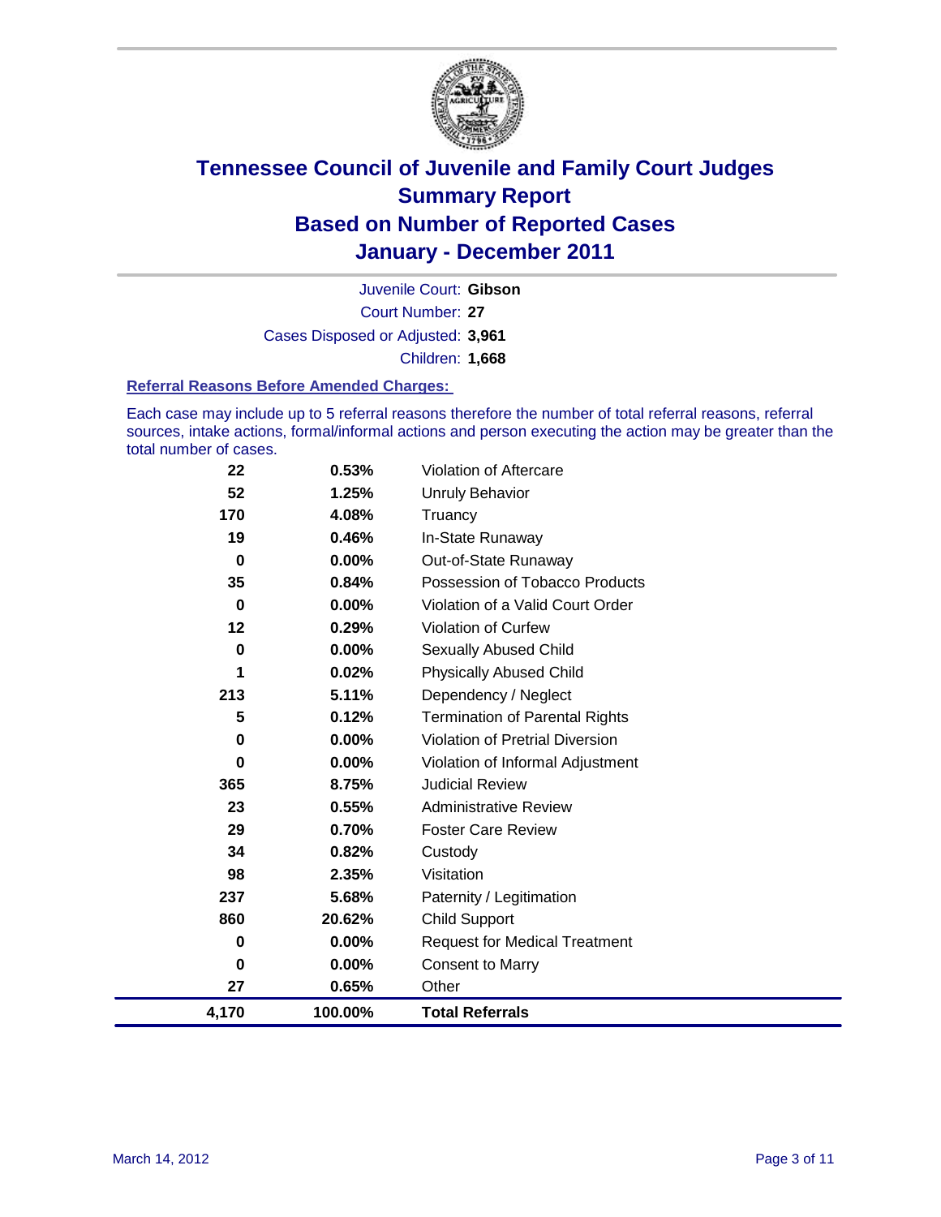# Tennessee Council of Juvenile and Family Court Judges
# Summary Report
# Based on Number of Reported Cases
# January - December 2011

Juvenile Court: **Gibson**

Court Number: **27**

Cases Disposed or Adjusted: **3,961**

Children: **1,668**

### Referral Reasons Before Amended Charges:

Each case may include up to 5 referral reasons therefore the number of total referral reasons, referral sources, intake actions, formal/informal actions and person executing the action may be greater than the total number of cases.

| Count | Percent | Reason |
|---|---|---|
| 22 | 0.53% | Violation of Aftercare |
| 52 | 1.25% | Unruly Behavior |
| 170 | 4.08% | Truancy |
| 19 | 0.46% | In-State Runaway |
| 0 | 0.00% | Out-of-State Runaway |
| 35 | 0.84% | Possession of Tobacco Products |
| 0 | 0.00% | Violation of a Valid Court Order |
| 12 | 0.29% | Violation of Curfew |
| 0 | 0.00% | Sexually Abused Child |
| 1 | 0.02% | Physically Abused Child |
| 213 | 5.11% | Dependency / Neglect |
| 5 | 0.12% | Termination of Parental Rights |
| 0 | 0.00% | Violation of Pretrial Diversion |
| 0 | 0.00% | Violation of Informal Adjustment |
| 365 | 8.75% | Judicial Review |
| 23 | 0.55% | Administrative Review |
| 29 | 0.70% | Foster Care Review |
| 34 | 0.82% | Custody |
| 98 | 2.35% | Visitation |
| 237 | 5.68% | Paternity / Legitimation |
| 860 | 20.62% | Child Support |
| 0 | 0.00% | Request for Medical Treatment |
| 0 | 0.00% | Consent to Marry |
| 27 | 0.65% | Other |
| **4,170** | **100.00%** | **Total Referrals** |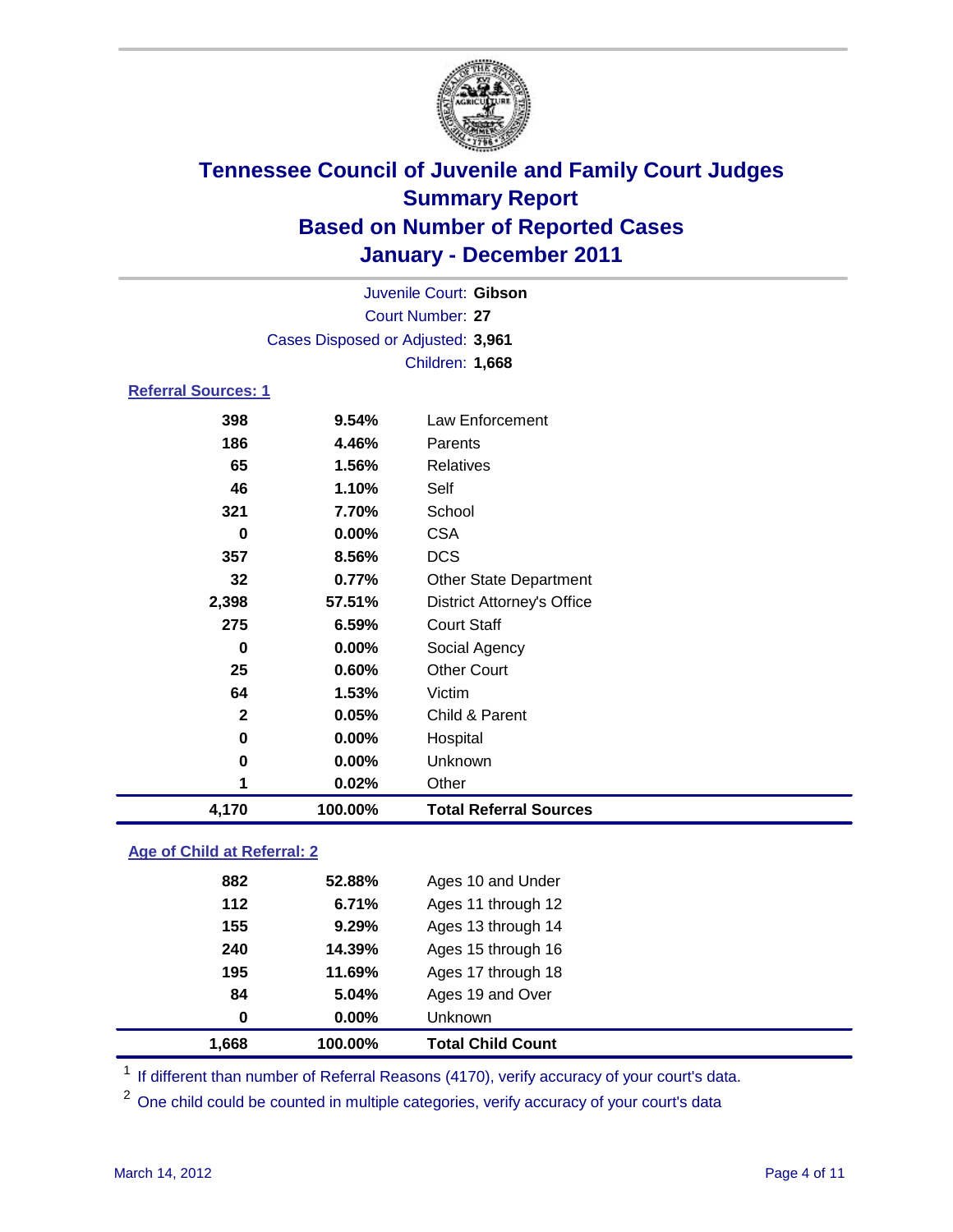# Tennessee Council of Juvenile and Family Court Judges
## Summary Report
## Based on Number of Reported Cases
## January - December 2011

Juvenile Court: **Gibson**

Court Number: **27**

Cases Disposed or Adjusted: **3,961**

Children: **1,668**

### Referral Sources: 1

| Count | Percent | Source |
|---|---|---|
| 398 | 9.54% | Law Enforcement |
| 186 | 4.46% | Parents |
| 65 | 1.56% | Relatives |
| 46 | 1.10% | Self |
| 321 | 7.70% | School |
| 0 | 0.00% | CSA |
| 357 | 8.56% | DCS |
| 32 | 0.77% | Other State Department |
| 2,398 | 57.51% | District Attorney's Office |
| 275 | 6.59% | Court Staff |
| 0 | 0.00% | Social Agency |
| 25 | 0.60% | Other Court |
| 64 | 1.53% | Victim |
| 2 | 0.05% | Child & Parent |
| 0 | 0.00% | Hospital |
| 0 | 0.00% | Unknown |
| 1 | 0.02% | Other |
| **4,170** | **100.00%** | **Total Referral Sources** |

### Age of Child at Referral: 2

| Count | Percent | Age Group |
|---|---|---|
| 882 | 52.88% | Ages 10 and Under |
| 112 | 6.71% | Ages 11 through 12 |
| 155 | 9.29% | Ages 13 through 14 |
| 240 | 14.39% | Ages 15 through 16 |
| 195 | 11.69% | Ages 17 through 18 |
| 84 | 5.04% | Ages 19 and Over |
| 0 | 0.00% | Unknown |
| **1,668** | **100.00%** | **Total Child Count** |

[1] If different than number of Referral Reasons (4170), verify accuracy of your court's data.

[2] One child could be counted in multiple categories, verify accuracy of your court's data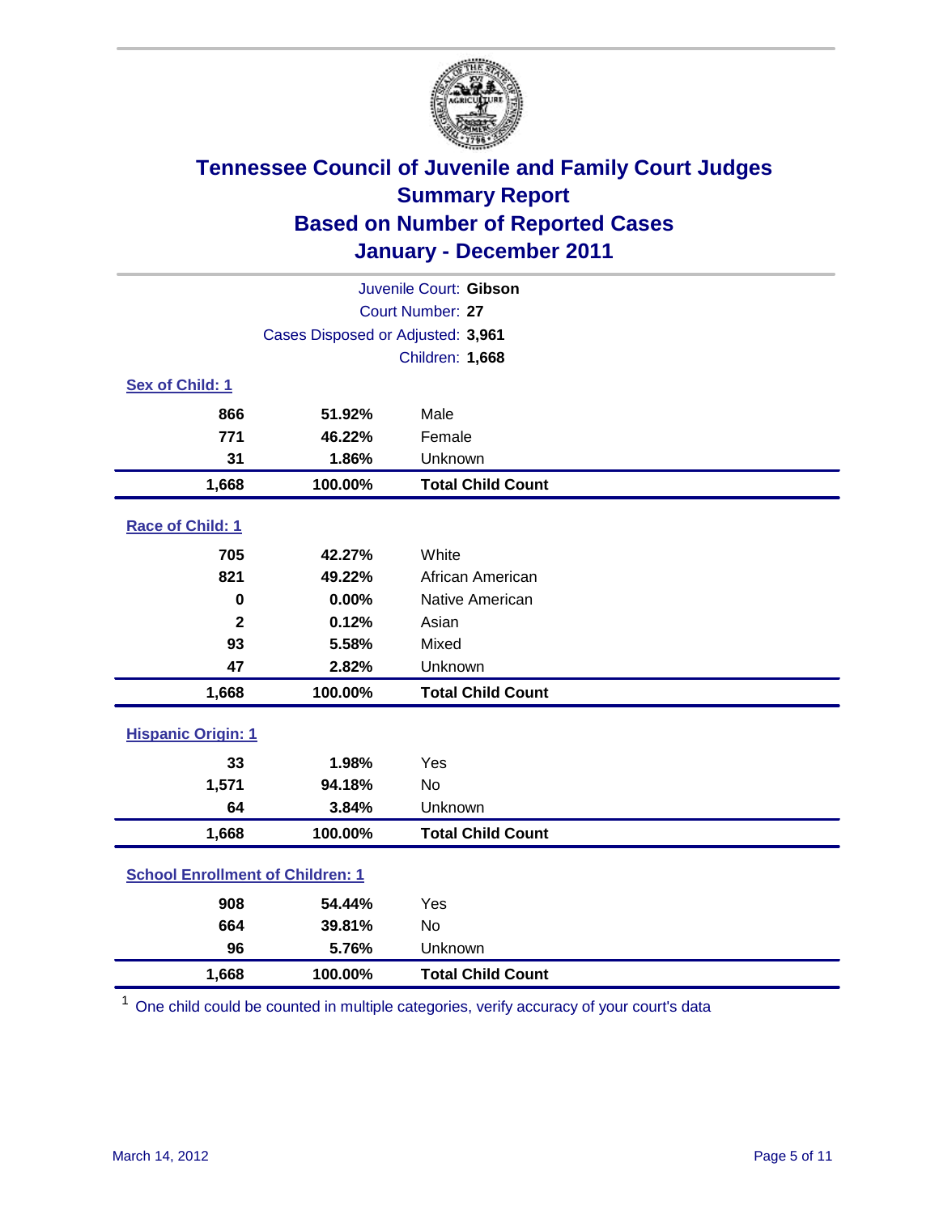# Tennessee Council of Juvenile and Family Court Judges
## Summary Report
## Based on Number of Reported Cases
## January - December 2011

Juvenile Court: **Gibson**
Court Number: **27**
Cases Disposed or Adjusted: **3,961**
Children: **1,668**

### Sex of Child: 1

| Count | Percent | Category |
|---|---|---|
| 866 | 51.92% | Male |
| 771 | 46.22% | Female |
| 31 | 1.86% | Unknown |
| **1,668** | **100.00%** | **Total Child Count** |

### Race of Child: 1

| Count | Percent | Category |
|---|---|---|
| 705 | 42.27% | White |
| 821 | 49.22% | African American |
| 0 | 0.00% | Native American |
| 2 | 0.12% | Asian |
| 93 | 5.58% | Mixed |
| 47 | 2.82% | Unknown |
| **1,668** | **100.00%** | **Total Child Count** |

### Hispanic Origin: 1

| Count | Percent | Category |
|---|---|---|
| 33 | 1.98% | Yes |
| 1,571 | 94.18% | No |
| 64 | 3.84% | Unknown |
| **1,668** | **100.00%** | **Total Child Count** |

### School Enrollment of Children: 1

| Count | Percent | Category |
|---|---|---|
| 908 | 54.44% | Yes |
| 664 | 39.81% | No |
| 96 | 5.76% | Unknown |
| **1,668** | **100.00%** | **Total Child Count** |

[1] One child could be counted in multiple categories, verify accuracy of your court's data

March 14, 2012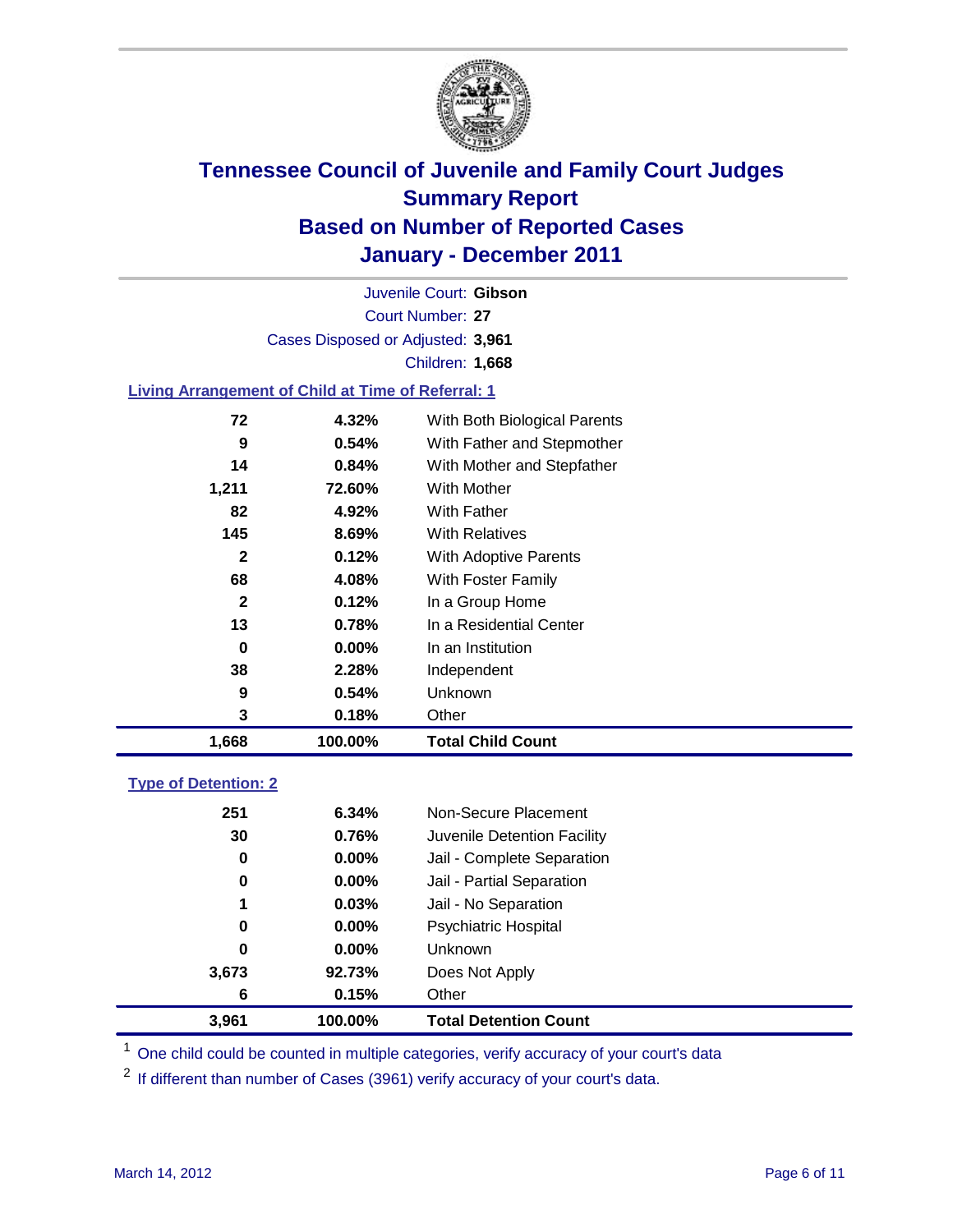# Tennessee Council of Juvenile and Family Court Judges
## Summary Report
## Based on Number of Reported Cases
## January - December 2011

Juvenile Court: **Gibson**

Court Number: **27**

Cases Disposed or Adjusted: **3,961**

Children: **1,668**

### Living Arrangement of Child at Time of Referral: 1

| Count | Percent | Category |
|---|---|---|
| 72 | 4.32% | With Both Biological Parents |
| 9 | 0.54% | With Father and Stepmother |
| 14 | 0.84% | With Mother and Stepfather |
| 1,211 | 72.60% | With Mother |
| 82 | 4.92% | With Father |
| 145 | 8.69% | With Relatives |
| 2 | 0.12% | With Adoptive Parents |
| 68 | 4.08% | With Foster Family |
| 2 | 0.12% | In a Group Home |
| 13 | 0.78% | In a Residential Center |
| 0 | 0.00% | In an Institution |
| 38 | 2.28% | Independent |
| 9 | 0.54% | Unknown |
| 3 | 0.18% | Other |
| **1,668** | **100.00%** | **Total Child Count** |

### Type of Detention: 2

| Count | Percent | Category |
|---|---|---|
| 251 | 6.34% | Non-Secure Placement |
| 30 | 0.76% | Juvenile Detention Facility |
| 0 | 0.00% | Jail - Complete Separation |
| 0 | 0.00% | Jail - Partial Separation |
| 1 | 0.03% | Jail - No Separation |
| 0 | 0.00% | Psychiatric Hospital |
| 0 | 0.00% | Unknown |
| 3,673 | 92.73% | Does Not Apply |
| 6 | 0.15% | Other |
| **3,961** | **100.00%** | **Total Detention Count** |

[1] One child could be counted in multiple categories, verify accuracy of your court's data

[2] If different than number of Cases (3961) verify accuracy of your court's data.

March 14, 2012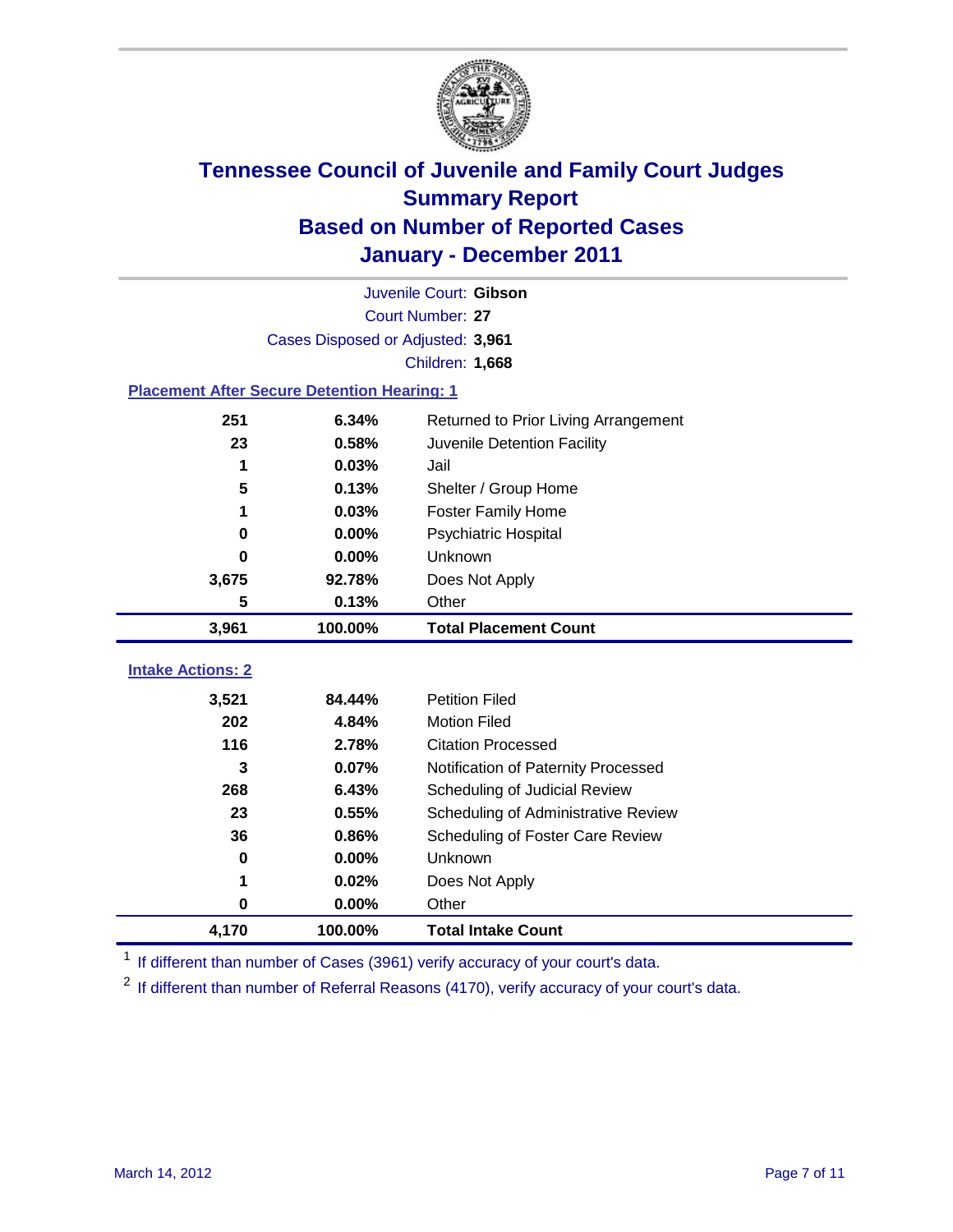# Tennessee Council of Juvenile and Family Court Judges
## Summary Report
## Based on Number of Reported Cases
## January - December 2011

Juvenile Court: **Gibson**

Court Number: **27**

Cases Disposed or Adjusted: **3,961**

Children: **1,668**

### Placement After Secure Detention Hearing: 1

| | | |
|---|---|---|
| 251 | 6.34% | Returned to Prior Living Arrangement |
| 23 | 0.58% | Juvenile Detention Facility |
| 1 | 0.03% | Jail |
| 5 | 0.13% | Shelter / Group Home |
| 1 | 0.03% | Foster Family Home |
| 0 | 0.00% | Psychiatric Hospital |
| 0 | 0.00% | Unknown |
| 3,675 | 92.78% | Does Not Apply |
| 5 | 0.13% | Other |
| **3,961** | **100.00%** | **Total Placement Count** |

### Intake Actions: 2

| | | |
|---|---|---|
| 3,521 | 84.44% | Petition Filed |
| 202 | 4.84% | Motion Filed |
| 116 | 2.78% | Citation Processed |
| 3 | 0.07% | Notification of Paternity Processed |
| 268 | 6.43% | Scheduling of Judicial Review |
| 23 | 0.55% | Scheduling of Administrative Review |
| 36 | 0.86% | Scheduling of Foster Care Review |
| 0 | 0.00% | Unknown |
| 1 | 0.02% | Does Not Apply |
| 0 | 0.00% | Other |
| **4,170** | **100.00%** | **Total Intake Count** |

[1] If different than number of Cases (3961) verify accuracy of your court's data.

[2] If different than number of Referral Reasons (4170), verify accuracy of your court's data.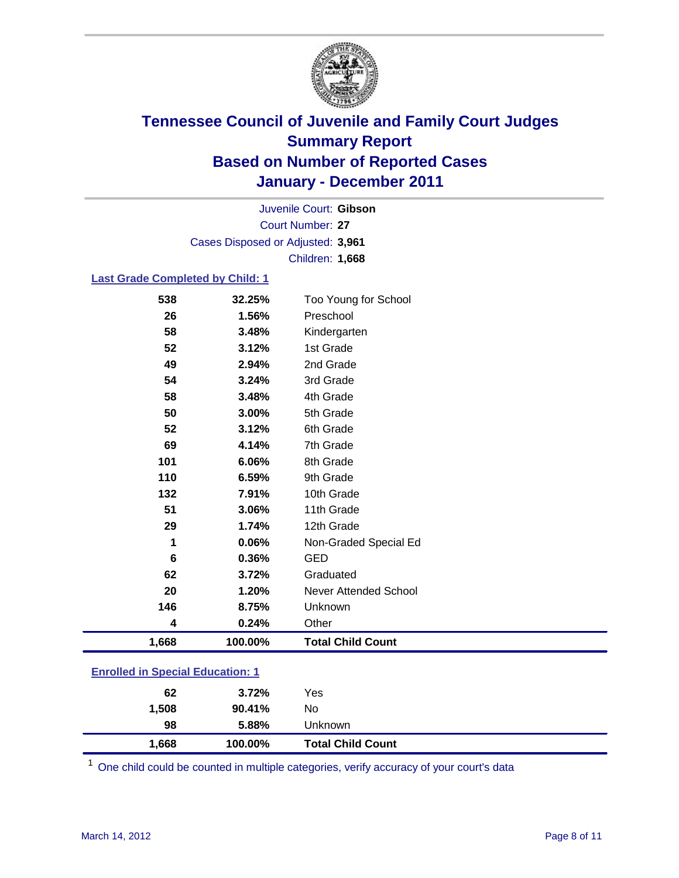# Tennessee Council of Juvenile and Family Court Judges
## Summary Report
## Based on Number of Reported Cases
## January - December 2011

Juvenile Court: **Gibson**
Court Number: **27**
Cases Disposed or Adjusted: **3,961**
Children: **1,668**

### Last Grade Completed by Child: 1

| | | |
|---|---|---|
| 538 | 32.25% | Too Young for School |
| 26 | 1.56% | Preschool |
| 58 | 3.48% | Kindergarten |
| 52 | 3.12% | 1st Grade |
| 49 | 2.94% | 2nd Grade |
| 54 | 3.24% | 3rd Grade |
| 58 | 3.48% | 4th Grade |
| 50 | 3.00% | 5th Grade |
| 52 | 3.12% | 6th Grade |
| 69 | 4.14% | 7th Grade |
| 101 | 6.06% | 8th Grade |
| 110 | 6.59% | 9th Grade |
| 132 | 7.91% | 10th Grade |
| 51 | 3.06% | 11th Grade |
| 29 | 1.74% | 12th Grade |
| 1 | 0.06% | Non-Graded Special Ed |
| 6 | 0.36% | GED |
| 62 | 3.72% | Graduated |
| 20 | 1.20% | Never Attended School |
| 146 | 8.75% | Unknown |
| 4 | 0.24% | Other |
| **1,668** | **100.00%** | **Total Child Count** |

### Enrolled in Special Education: 1

| | | |
|---|---|---|
| 62 | 3.72% | Yes |
| 1,508 | 90.41% | No |
| 98 | 5.88% | Unknown |
| **1,668** | **100.00%** | **Total Child Count** |

[1] One child could be counted in multiple categories, verify accuracy of your court's data

March 14, 2012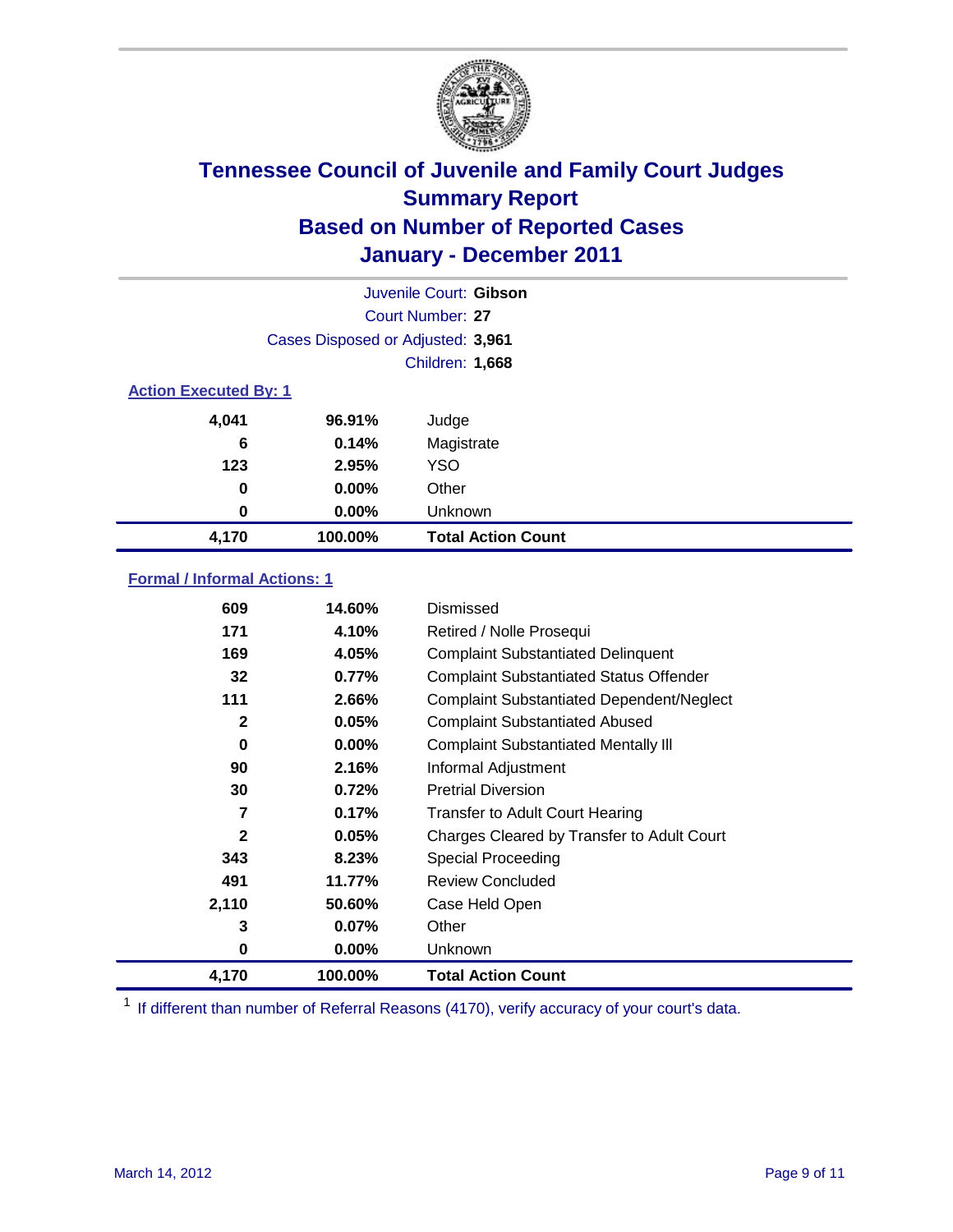# Tennessee Council of Juvenile and Family Court Judges
# Summary Report
# Based on Number of Reported Cases
# January - December 2011

Juvenile Court: **Gibson**

Court Number: **27**

Cases Disposed or Adjusted: **3,961**

Children: **1,668**

### Action Executed By: 1

| | | |
|---|---|---|
| 4,041 | 96.91% | Judge |
| 6 | 0.14% | Magistrate |
| 123 | 2.95% | YSO |
| 0 | 0.00% | Other |
| 0 | 0.00% | Unknown |
| **4,170** | **100.00%** | **Total Action Count** |

### Formal / Informal Actions: 1

| | | |
|---|---|---|
| 609 | 14.60% | Dismissed |
| 171 | 4.10% | Retired / Nolle Prosequi |
| 169 | 4.05% | Complaint Substantiated Delinquent |
| 32 | 0.77% | Complaint Substantiated Status Offender |
| 111 | 2.66% | Complaint Substantiated Dependent/Neglect |
| 2 | 0.05% | Complaint Substantiated Abused |
| 0 | 0.00% | Complaint Substantiated Mentally Ill |
| 90 | 2.16% | Informal Adjustment |
| 30 | 0.72% | Pretrial Diversion |
| 7 | 0.17% | Transfer to Adult Court Hearing |
| 2 | 0.05% | Charges Cleared by Transfer to Adult Court |
| 343 | 8.23% | Special Proceeding |
| 491 | 11.77% | Review Concluded |
| 2,110 | 50.60% | Case Held Open |
| 3 | 0.07% | Other |
| 0 | 0.00% | Unknown |
| **4,170** | **100.00%** | **Total Action Count** |

[1] If different than number of Referral Reasons (4170), verify accuracy of your court's data.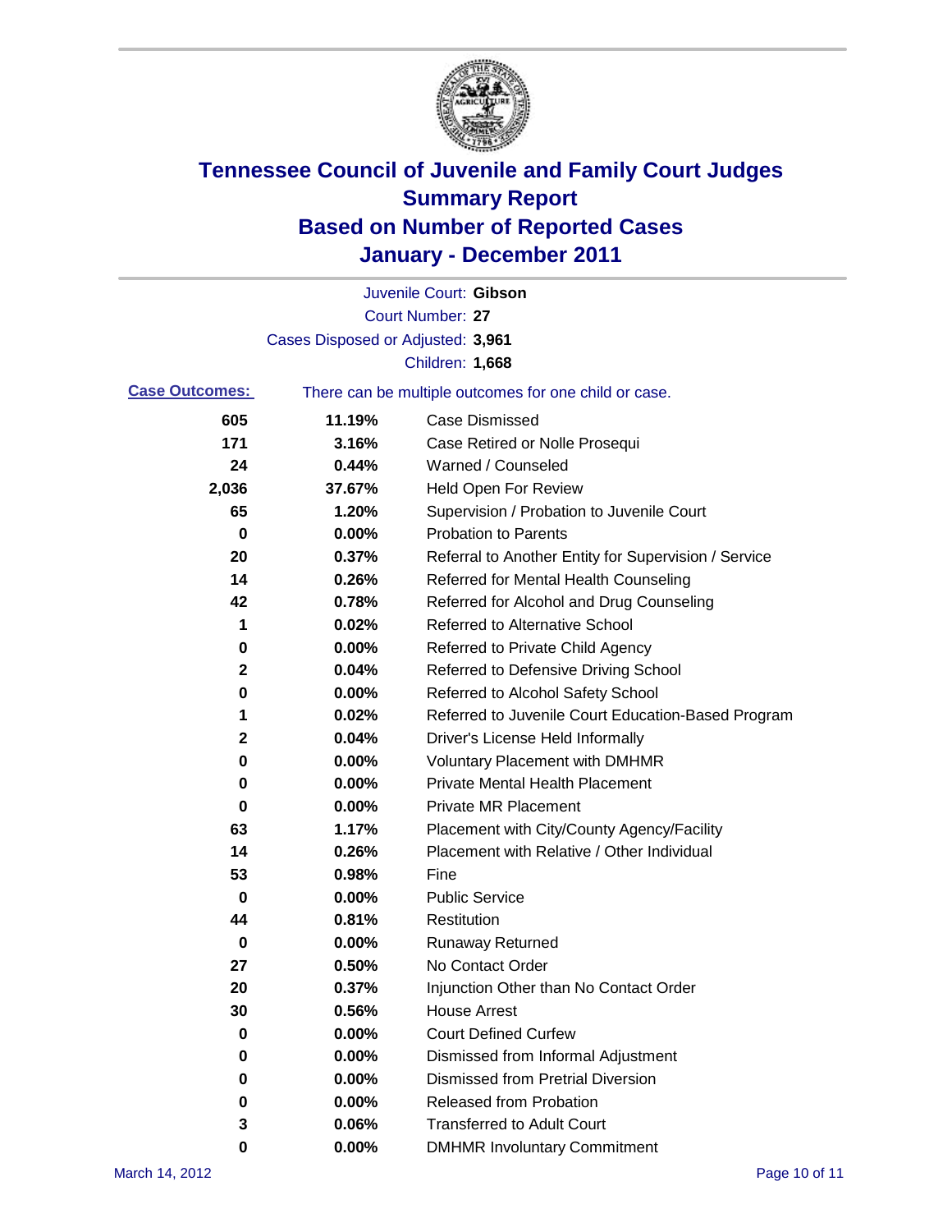# Tennessee Council of Juvenile and Family Court Judges
## Summary Report
## Based on Number of Reported Cases
## January - December 2011

Juvenile Court: **Gibson**

Court Number: **27**

Cases Disposed or Adjusted: **3,961**

Children: **1,668**

**Case Outcomes:** There can be multiple outcomes for one child or case.

| | | |
|---|---|---|
| 605 | 11.19% | Case Dismissed |
| 171 | 3.16% | Case Retired or Nolle Prosequi |
| 24 | 0.44% | Warned / Counseled |
| 2,036 | 37.67% | Held Open For Review |
| 65 | 1.20% | Supervision / Probation to Juvenile Court |
| 0 | 0.00% | Probation to Parents |
| 20 | 0.37% | Referral to Another Entity for Supervision / Service |
| 14 | 0.26% | Referred for Mental Health Counseling |
| 42 | 0.78% | Referred for Alcohol and Drug Counseling |
| 1 | 0.02% | Referred to Alternative School |
| 0 | 0.00% | Referred to Private Child Agency |
| 2 | 0.04% | Referred to Defensive Driving School |
| 0 | 0.00% | Referred to Alcohol Safety School |
| 1 | 0.02% | Referred to Juvenile Court Education-Based Program |
| 2 | 0.04% | Driver's License Held Informally |
| 0 | 0.00% | Voluntary Placement with DMHMR |
| 0 | 0.00% | Private Mental Health Placement |
| 0 | 0.00% | Private MR Placement |
| 63 | 1.17% | Placement with City/County Agency/Facility |
| 14 | 0.26% | Placement with Relative / Other Individual |
| 53 | 0.98% | Fine |
| 0 | 0.00% | Public Service |
| 44 | 0.81% | Restitution |
| 0 | 0.00% | Runaway Returned |
| 27 | 0.50% | No Contact Order |
| 20 | 0.37% | Injunction Other than No Contact Order |
| 30 | 0.56% | House Arrest |
| 0 | 0.00% | Court Defined Curfew |
| 0 | 0.00% | Dismissed from Informal Adjustment |
| 0 | 0.00% | Dismissed from Pretrial Diversion |
| 0 | 0.00% | Released from Probation |
| 3 | 0.06% | Transferred to Adult Court |
| 0 | 0.00% | DMHMR Involuntary Commitment |

March 14, 2012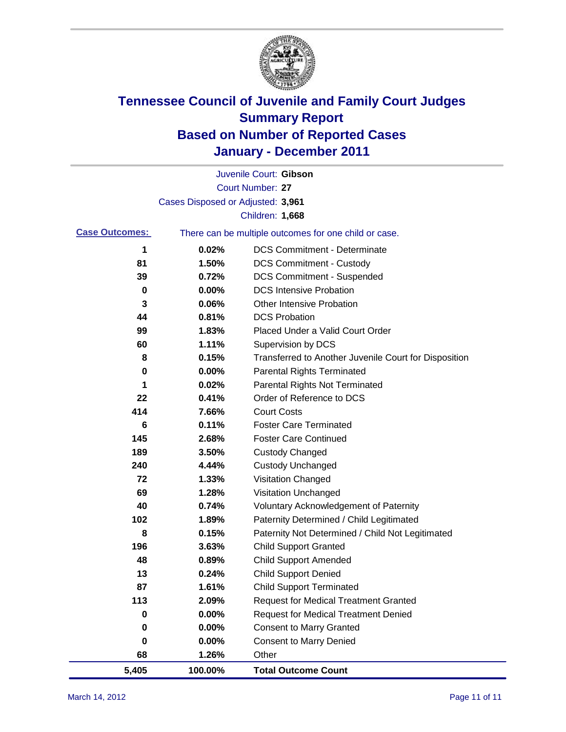# Tennessee Council of Juvenile and Family Court Judges
## Summary Report
## Based on Number of Reported Cases
## January - December 2011

Juvenile Court: **Gibson**

Court Number: **27**

Cases Disposed or Adjusted: **3,961**

Children: **1,668**

**Case Outcomes:** There can be multiple outcomes for one child or case.

| | | |
|---|---|---|
| 1 | 0.02% | DCS Commitment - Determinate |
| 81 | 1.50% | DCS Commitment - Custody |
| 39 | 0.72% | DCS Commitment - Suspended |
| 0 | 0.00% | DCS Intensive Probation |
| 3 | 0.06% | Other Intensive Probation |
| 44 | 0.81% | DCS Probation |
| 99 | 1.83% | Placed Under a Valid Court Order |
| 60 | 1.11% | Supervision by DCS |
| 8 | 0.15% | Transferred to Another Juvenile Court for Disposition |
| 0 | 0.00% | Parental Rights Terminated |
| 1 | 0.02% | Parental Rights Not Terminated |
| 22 | 0.41% | Order of Reference to DCS |
| 414 | 7.66% | Court Costs |
| 6 | 0.11% | Foster Care Terminated |
| 145 | 2.68% | Foster Care Continued |
| 189 | 3.50% | Custody Changed |
| 240 | 4.44% | Custody Unchanged |
| 72 | 1.33% | Visitation Changed |
| 69 | 1.28% | Visitation Unchanged |
| 40 | 0.74% | Voluntary Acknowledgement of Paternity |
| 102 | 1.89% | Paternity Determined / Child Legitimated |
| 8 | 0.15% | Paternity Not Determined / Child Not Legitimated |
| 196 | 3.63% | Child Support Granted |
| 48 | 0.89% | Child Support Amended |
| 13 | 0.24% | Child Support Denied |
| 87 | 1.61% | Child Support Terminated |
| 113 | 2.09% | Request for Medical Treatment Granted |
| 0 | 0.00% | Request for Medical Treatment Denied |
| 0 | 0.00% | Consent to Marry Granted |
| 0 | 0.00% | Consent to Marry Denied |
| 68 | 1.26% | Other |
| **5,405** | **100.00%** | **Total Outcome Count** |

March 14, 2012